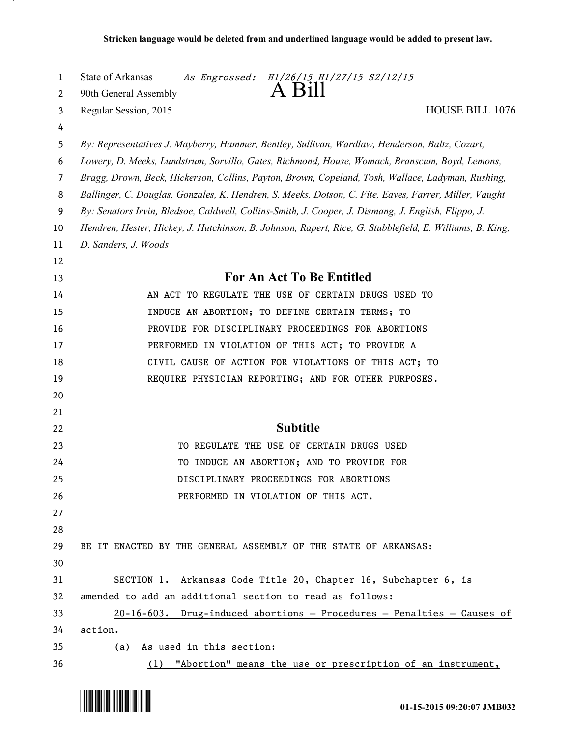**Stricken language would be deleted from and underlined language would be added to present law.**

State of Arkansas *As Engrossed: H1/26/15 H1/27/15 S2/12/15*

90th General Assembly

# A Bill

Regular Session, 2015 HOUSE BILL 1076

*By: Representatives J. Mayberry, Hammer, Bentley, Sullivan, Wardlaw, Henderson, Baltz, Cozart, Lowery, D. Meeks, Lundstrum, Sorvillo, Gates, Richmond, House, Womack, Branscum, Boyd, Lemons, Bragg, Drown, Beck, Hickerson, Collins, Payton, Brown, Copeland, Tosh, Wallace, Ladyman, Rushing, Ballinger, C. Douglas, Gonzales, K. Hendren, S. Meeks, Dotson, C. Fite, Eaves, Farrer, Miller, Vaught*

*By: Senators Irvin, Bledsoe, Caldwell, Collins-Smith, J. Cooper, J. Dismang, J. English, Flippo, J. Hendren, Hester, Hickey, J. Hutchinson, B. Johnson, Rapert, Rice, G. Stubblefield, E. Williams, B. King, D. Sanders, J. Woods*

## For An Act To Be Entitled

AN ACT TO REGULATE THE USE OF CERTAIN DRUGS USED TO INDUCE AN ABORTION; TO DEFINE CERTAIN TERMS; TO PROVIDE FOR DISCIPLINARY PROCEEDINGS FOR ABORTIONS PERFORMED IN VIOLATION OF THIS ACT; TO PROVIDE A CIVIL CAUSE OF ACTION FOR VIOLATIONS OF THIS ACT; TO REQUIRE PHYSICIAN REPORTING; AND FOR OTHER PURPOSES.

## Subtitle

TO REGULATE THE USE OF CERTAIN DRUGS USED TO INDUCE AN ABORTION; AND TO PROVIDE FOR DISCIPLINARY PROCEEDINGS FOR ABORTIONS PERFORMED IN VIOLATION OF THIS ACT.

BE IT ENACTED BY THE GENERAL ASSEMBLY OF THE STATE OF ARKANSAS:

SECTION 1. Arkansas Code Title 20, Chapter 16, Subchapter 6, is amended to add an additional section to read as follows:

<u>20-16-603. Drug-induced abortions — Procedures — Penalties — Causes of action.</u>

<u>(a) As used in this section:</u>

<u>(1) "Abortion" means the use or prescription of an instrument,</u>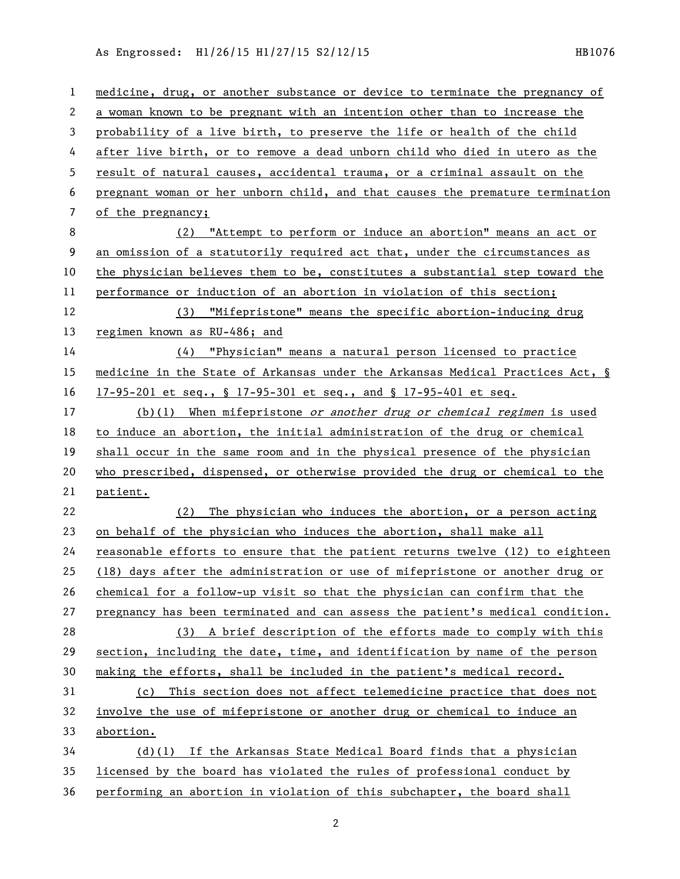medicine, drug, or another substance or device to terminate the pregnancy of a woman known to be pregnant with an intention other than to increase the probability of a live birth, to preserve the life or health of the child after live birth, or to remove a dead unborn child who died in utero as the result of natural causes, accidental trauma, or a criminal assault on the pregnant woman or her unborn child, and that causes the premature termination of the pregnancy;

(2) "Attempt to perform or induce an abortion" means an act or an omission of a statutorily required act that, under the circumstances as the physician believes them to be, constitutes a substantial step toward the performance or induction of an abortion in violation of this section;

(3) "Mifepristone" means the specific abortion-inducing drug regimen known as RU-486; and

(4) "Physician" means a natural person licensed to practice medicine in the State of Arkansas under the Arkansas Medical Practices Act, § 17-95-201 et seq., § 17-95-301 et seq., and § 17-95-401 et seq.

(b)(1) When mifepristone *or another drug or chemical regimen* is used to induce an abortion, the initial administration of the drug or chemical shall occur in the same room and in the physical presence of the physician who prescribed, dispensed, or otherwise provided the drug or chemical to the patient.

(2) The physician who induces the abortion, or a person acting on behalf of the physician who induces the abortion, shall make all reasonable efforts to ensure that the patient returns twelve (12) to eighteen (18) days after the administration or use of mifepristone or another drug or chemical for a follow-up visit so that the physician can confirm that the pregnancy has been terminated and can assess the patient's medical condition.

(3) A brief description of the efforts made to comply with this section, including the date, time, and identification by name of the person making the efforts, shall be included in the patient's medical record.

(c) This section does not affect telemedicine practice that does not involve the use of mifepristone or another drug or chemical to induce an abortion.

(d)(1) If the Arkansas State Medical Board finds that a physician licensed by the board has violated the rules of professional conduct by performing an abortion in violation of this subchapter, the board shall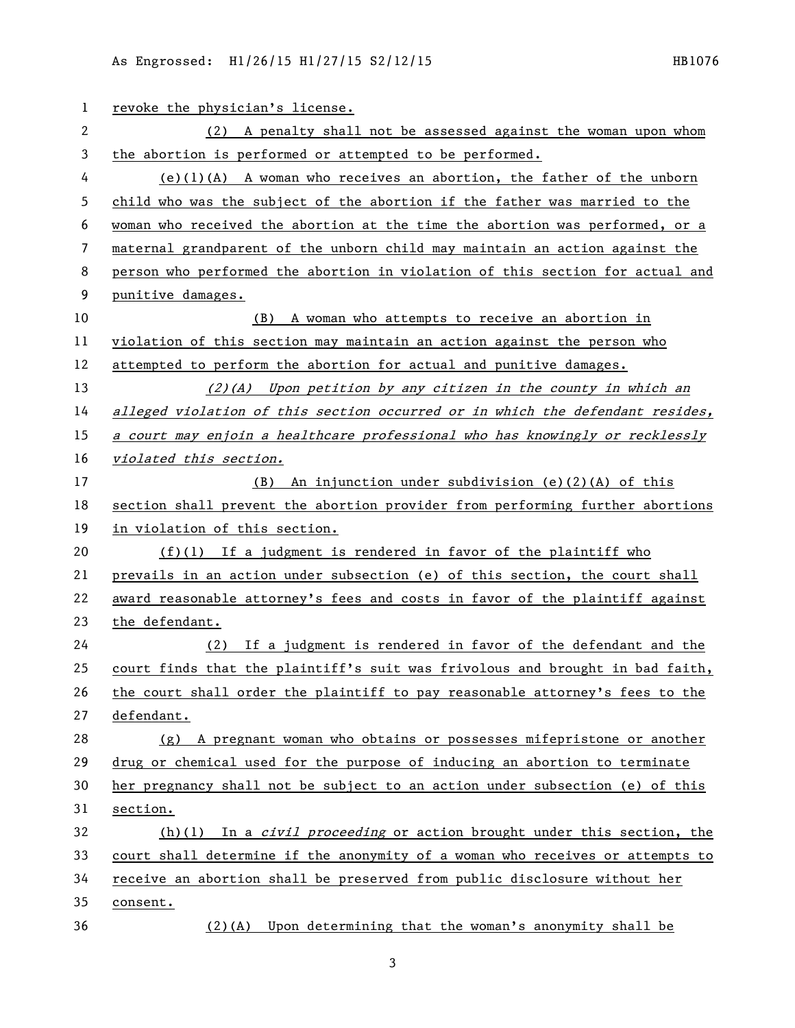revoke the physician's license.

(2) A penalty shall not be assessed against the woman upon whom the abortion is performed or attempted to be performed.

(e)(1)(A) A woman who receives an abortion, the father of the unborn child who was the subject of the abortion if the father was married to the woman who received the abortion at the time the abortion was performed, or a maternal grandparent of the unborn child may maintain an action against the person who performed the abortion in violation of this section for actual and punitive damages.

(B) A woman who attempts to receive an abortion in violation of this section may maintain an action against the person who attempted to perform the abortion for actual and punitive damages.

*(2)(A) Upon petition by any citizen in the county in which an alleged violation of this section occurred or in which the defendant resides, a court may enjoin a healthcare professional who has knowingly or recklessly violated this section.*

(B) An injunction under subdivision (e)(2)(A) of this section shall prevent the abortion provider from performing further abortions in violation of this section.

(f)(1) If a judgment is rendered in favor of the plaintiff who prevails in an action under subsection (e) of this section, the court shall award reasonable attorney's fees and costs in favor of the plaintiff against the defendant.

(2) If a judgment is rendered in favor of the defendant and the court finds that the plaintiff's suit was frivolous and brought in bad faith, the court shall order the plaintiff to pay reasonable attorney's fees to the defendant.

(g) A pregnant woman who obtains or possesses mifepristone or another drug or chemical used for the purpose of inducing an abortion to terminate her pregnancy shall not be subject to an action under subsection (e) of this section.

(h)(1) In a *civil proceeding* or action brought under this section, the court shall determine if the anonymity of a woman who receives or attempts to receive an abortion shall be preserved from public disclosure without her consent.

(2)(A) Upon determining that the woman's anonymity shall be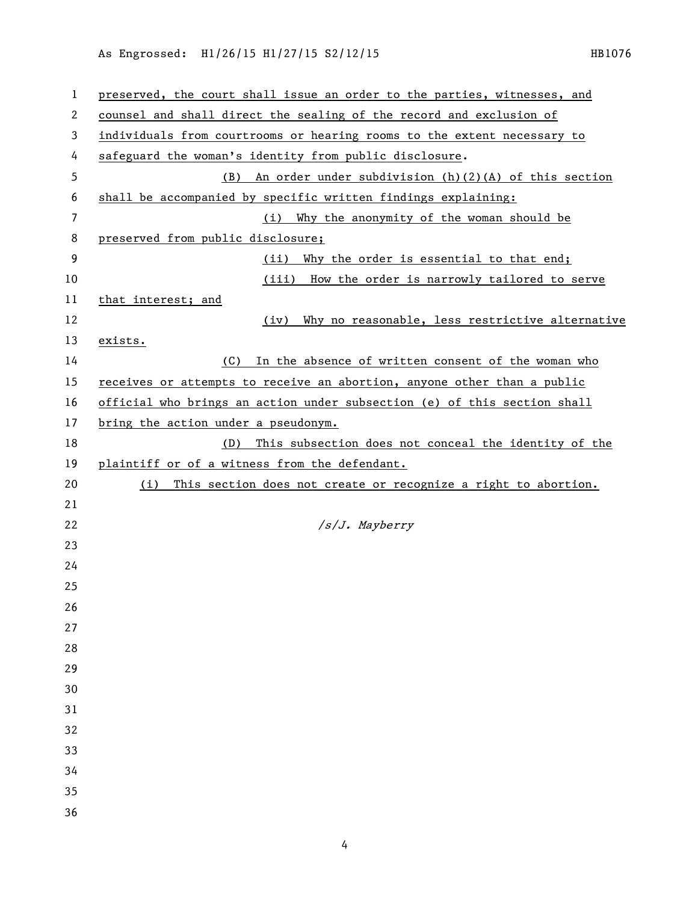preserved, the court shall issue an order to the parties, witnesses, and counsel and shall direct the sealing of the record and exclusion of individuals from courtrooms or hearing rooms to the extent necessary to safeguard the woman's identity from public disclosure.

(B) An order under subdivision (h)(2)(A) of this section shall be accompanied by specific written findings explaining:

(i) Why the anonymity of the woman should be preserved from public disclosure;

(ii) Why the order is essential to that end;

(iii) How the order is narrowly tailored to serve that interest; and

(iv) Why no reasonable, less restrictive alternative exists.

(C) In the absence of written consent of the woman who receives or attempts to receive an abortion, anyone other than a public official who brings an action under subsection (e) of this section shall bring the action under a pseudonym.

(D) This subsection does not conceal the identity of the plaintiff or of a witness from the defendant.

(i) This section does not create or recognize a right to abortion.

*/s/J. Mayberry*